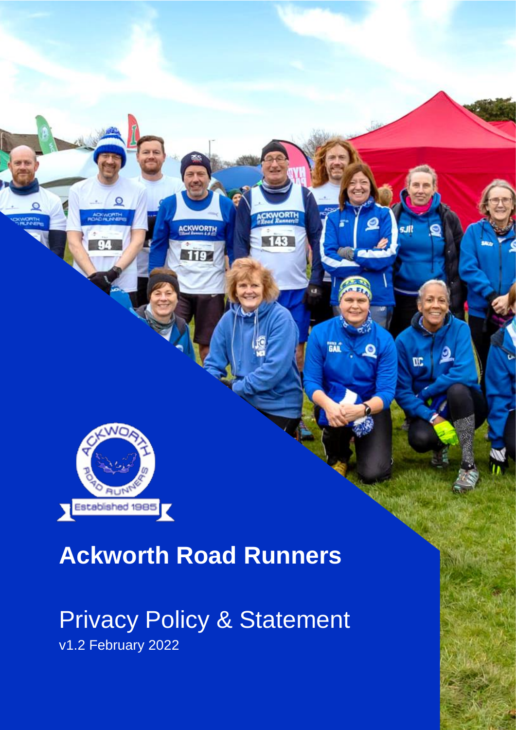# Ackworth Road Runners

## Privacy Policy & Statement

v1.2 February 2022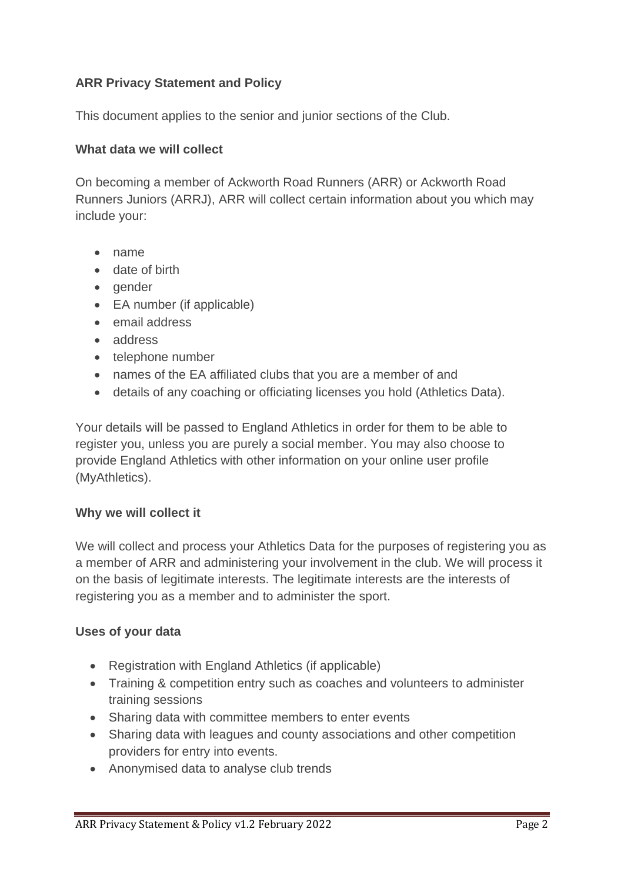**ARR Privacy Statement and Policy**

This document applies to the senior and junior sections of the Club.

**What data we will collect**

On becoming a member of Ackworth Road Runners (ARR) or Ackworth Road Runners Juniors (ARRJ), ARR will collect certain information about you which may include your:

- name
- date of birth
- gender
- EA number (if applicable)
- email address
- address
- telephone number
- names of the EA affiliated clubs that you are a member of and
- details of any coaching or officiating licenses you hold (Athletics Data).

Your details will be passed to England Athletics in order for them to be able to register you, unless you are purely a social member. You may also choose to provide England Athletics with other information on your online user profile (MyAthletics).

**Why we will collect it**

We will collect and process your Athletics Data for the purposes of registering you as a member of ARR and administering your involvement in the club. We will process it on the basis of legitimate interests. The legitimate interests are the interests of registering you as a member and to administer the sport.

**Uses of your data**

- Registration with England Athletics (if applicable)
- Training & competition entry such as coaches and volunteers to administer training sessions
- Sharing data with committee members to enter events
- Sharing data with leagues and county associations and other competition providers for entry into events.
- Anonymised data to analyse club trends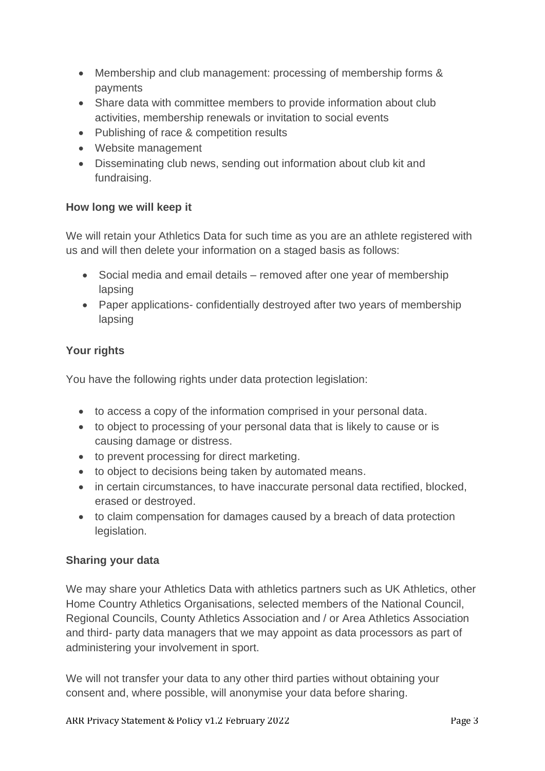- Membership and club management: processing of membership forms & payments
- Share data with committee members to provide information about club activities, membership renewals or invitation to social events
- Publishing of race & competition results
- Website management
- Disseminating club news, sending out information about club kit and fundraising.

**How long we will keep it**

We will retain your Athletics Data for such time as you are an athlete registered with us and will then delete your information on a staged basis as follows:

- Social media and email details – removed after one year of membership lapsing
- Paper applications- confidentially destroyed after two years of membership lapsing

**Your rights**

You have the following rights under data protection legislation:

- to access a copy of the information comprised in your personal data.
- to object to processing of your personal data that is likely to cause or is causing damage or distress.
- to prevent processing for direct marketing.
- to object to decisions being taken by automated means.
- in certain circumstances, to have inaccurate personal data rectified, blocked, erased or destroyed.
- to claim compensation for damages caused by a breach of data protection legislation.

**Sharing your data**

We may share your Athletics Data with athletics partners such as UK Athletics, other Home Country Athletics Organisations, selected members of the National Council, Regional Councils, County Athletics Association and / or Area Athletics Association and third- party data managers that we may appoint as data processors as part of administering your involvement in sport.

We will not transfer your data to any other third parties without obtaining your consent and, where possible, will anonymise your data before sharing.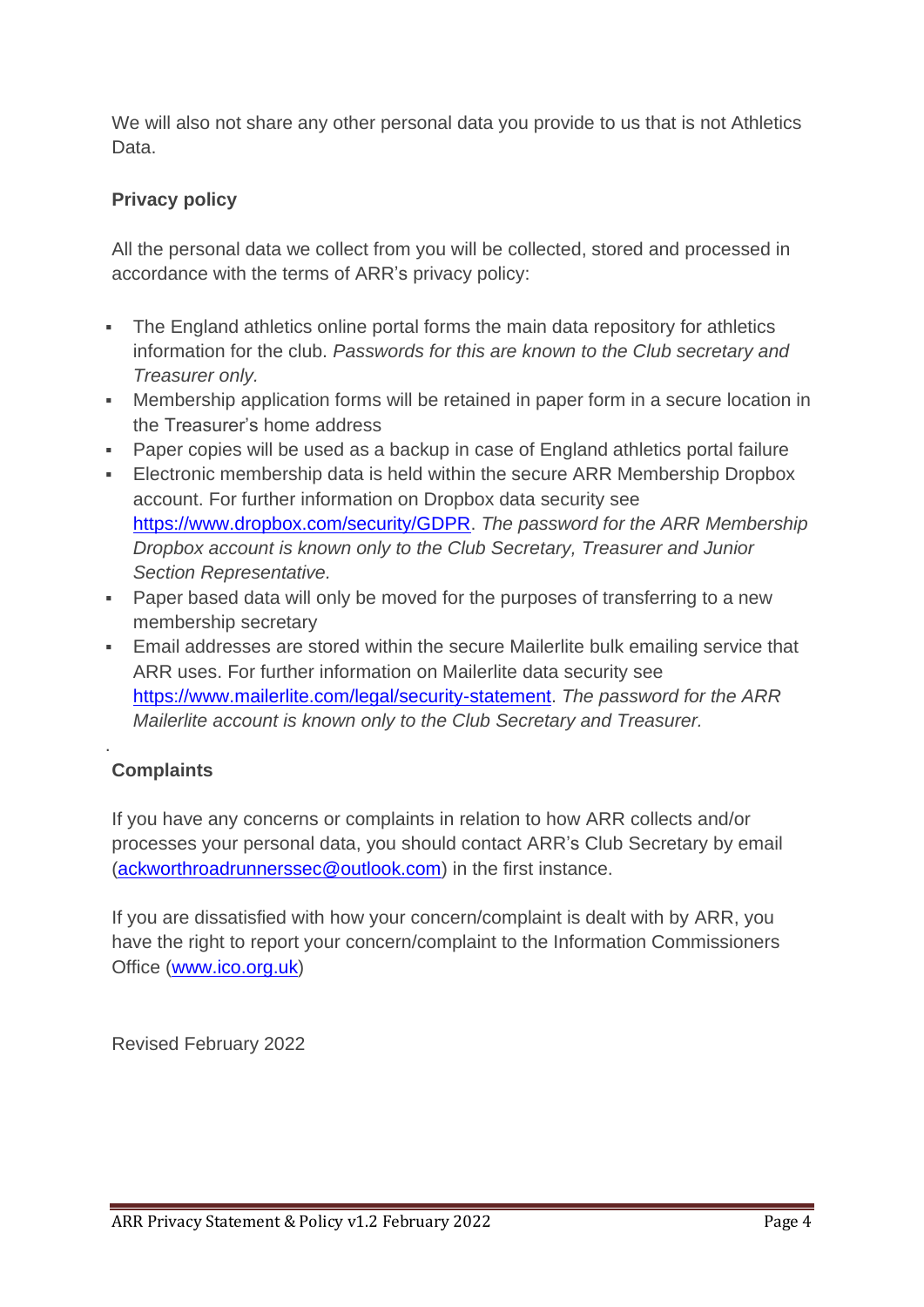We will also not share any other personal data you provide to us that is not Athletics Data.

**Privacy policy**

All the personal data we collect from you will be collected, stored and processed in accordance with the terms of ARR's privacy policy:

- The England athletics online portal forms the main data repository for athletics information for the club. *Passwords for this are known to the Club secretary and Treasurer only.*
- Membership application forms will be retained in paper form in a secure location in the Treasurer's home address
- Paper copies will be used as a backup in case of England athletics portal failure
- Electronic membership data is held within the secure ARR Membership Dropbox account. For further information on Dropbox data security see https://www.dropbox.com/security/GDPR. *The password for the ARR Membership Dropbox account is known only to the Club Secretary, Treasurer and Junior Section Representative.*
- Paper based data will only be moved for the purposes of transferring to a new membership secretary
- Email addresses are stored within the secure Mailerlite bulk emailing service that ARR uses. For further information on Mailerlite data security see https://www.mailerlite.com/legal/security-statement. *The password for the ARR Mailerlite account is known only to the Club Secretary and Treasurer.*

**Complaints**

If you have any concerns or complaints in relation to how ARR collects and/or processes your personal data, you should contact ARR's Club Secretary by email (ackworthroadrunnerssec@outlook.com) in the first instance.

If you are dissatisfied with how your concern/complaint is dealt with by ARR, you have the right to report your concern/complaint to the Information Commissioners Office (www.ico.org.uk)

Revised February 2022